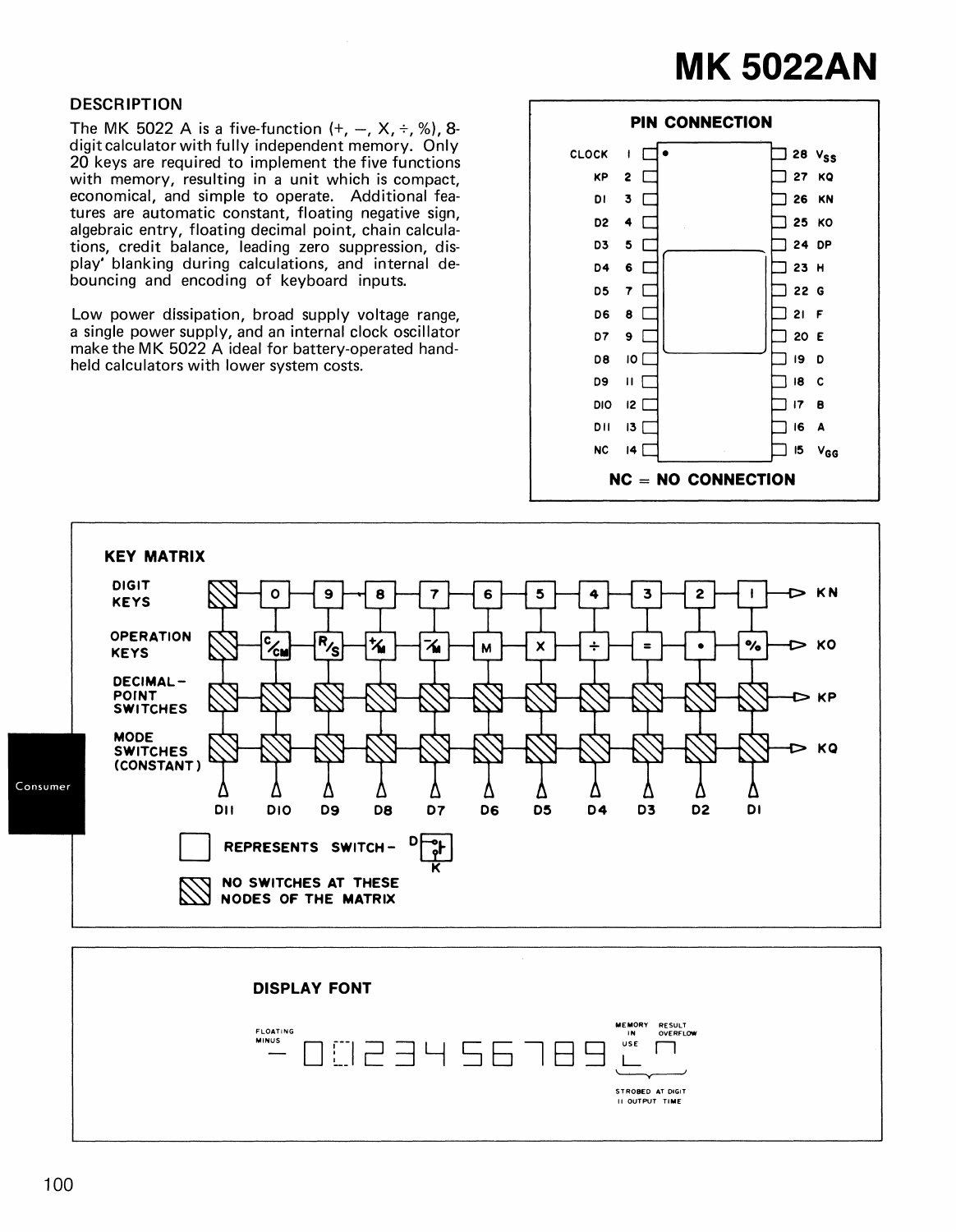# MK 5022AN

## DESCRIPTION

The MK 5022 A is a five-function (+, −, X, ÷, %), 8-digit calculator with fully independent memory. Only 20 keys are required to implement the five functions with memory, resulting in a unit which is compact, economical, and simple to operate. Additional features are automatic constant, floating negative sign, algebraic entry, floating decimal point, chain calculations, credit balance, leading zero suppression, display' blanking during calculations, and internal debouncing and encoding of keyboard inputs.

Low power dissipation, broad supply voltage range, a single power supply, and an internal clock oscillator make the MK 5022 A ideal for battery-operated handheld calculators with lower system costs.

## PIN CONNECTION

| Pin | Name | Pin | Name |
|---|---|---|---|
| 1 | CLOCK | 28 | $V_{SS}$ |
| 2 | KP | 27 | KQ |
| 3 | D1 | 26 | KN |
| 4 | D2 | 25 | KO |
| 5 | D3 | 24 | DP |
| 6 | D4 | 23 | H |
| 7 | D5 | 22 | G |
| 8 | D6 | 21 | F |
| 9 | D7 | 20 | E |
| 10 | D8 | 19 | D |
| 11 | D9 | 18 | C |
| 12 | D10 | 17 | B |
| 13 | D11 | 16 | A |
| 14 | NC | 15 | $V_{GG}$ |

NC = NO CONNECTION

## KEY MATRIX

| | D11 | D10 | D9 | D8 | D7 | D6 | D5 | D4 | D3 | D2 | D1 | Output |
|---|---|---|---|---|---|---|---|---|---|---|---|---|
| DIGIT KEYS | ▨ | 0 | 9 | 8 | 7 | 6 | 5 | 4 | 3 | 2 | 1 | KN |
| OPERATION KEYS | ▨ | C/CM | R/S | +/M | −/M | M | X | ÷ | = | • | % | KO |
| DECIMAL-POINT SWITCHES | ▨ | ▨ | ▨ | ▨ | ▨ | ▨ | ▨ | ▨ | ▨ | ▨ | ▨ | KP |
| MODE SWITCHES (CONSTANT) | ▨ | ▨ | ▨ | ▨ | ▨ | ▨ | ▨ | ▨ | ▨ | ▨ | ▨ | KQ |

□ REPRESENTS SWITCH − D–K

▨ NO SWITCHES AT THESE NODES OF THE MATRIX

## DISPLAY FONT

FLOATING MINUS − 0 1 2 3 4 5 6 7 8 9 ; MEMORY IN USE, RESULT OVERFLOW (STROBED AT DIGIT 11 OUTPUT TIME)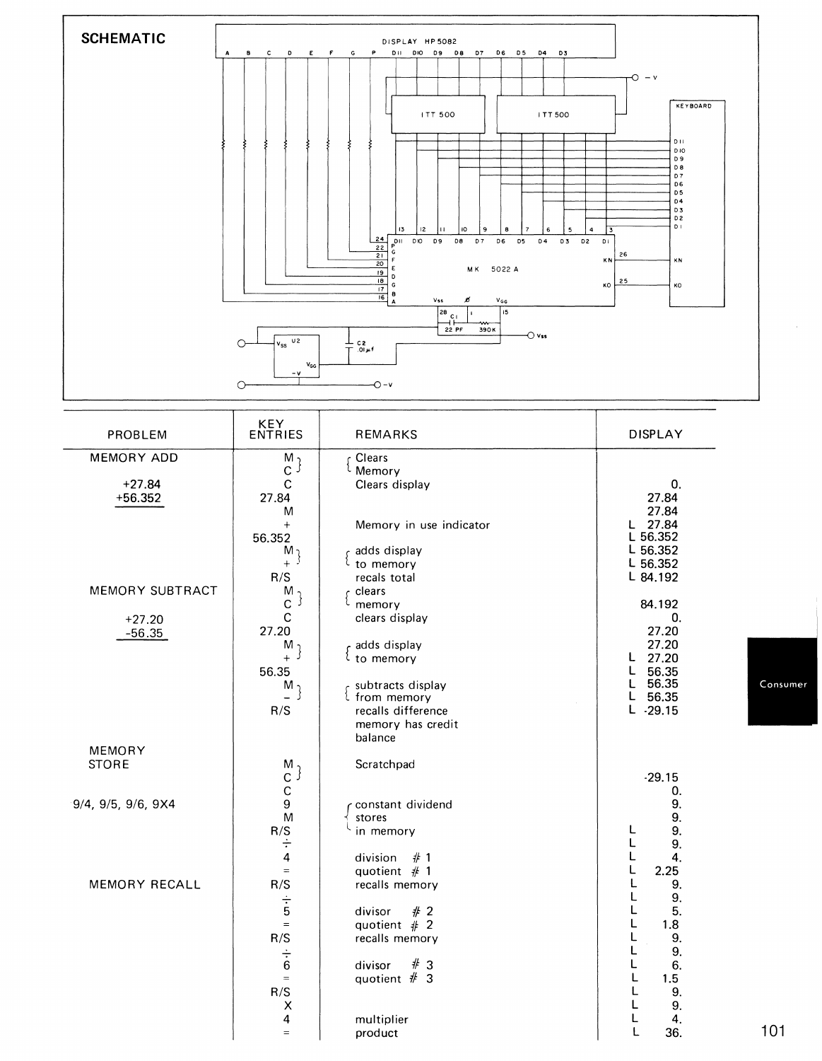## SCHEMATIC

DISPLAY HP5082

A B C D E F G P D11 D10 D9 D8 D7 D6 D5 D4 D3

ITT 500

ITT 500

-V

KEYBOARD

D11 D10 D9 D8 D7 D6 D5 D4 D3 D2 D1

KN

KO

13 12 11 10 9 8 7 6 5 4 3

D11 D10 D9 D8 D7 D6 D5 D4 D3 D2 D1

24 P
22 G
21 F
20 E
19 D
18 C
17 B
16 A

MK 5022 A

KN 26

KO 25

Vss Ø VGG

28 C1 1 15

22 PF 390K

Vss

U2

Vss

VGG

-V

C2 .01μf

-V

| PROBLEM | KEY ENTRIES | REMARKS | DISPLAY |
|---|---|---|---|
| MEMORY ADD | M } | { Clears | |
| | C } | { Memory | |
| +27.84 | C | Clears display | 0. |
| +56.352 | 27.84 | | 27.84 |
| | M | | 27.84 |
| | + | Memory in use indicator | L 27.84 |
| | 56.352 | | L 56.352 |
| | M } | { adds display | L 56.352 |
| | + } | { to memory | L 56.352 |
| | R/S | recals total | L 84.192 |
| MEMORY SUBTRACT | M } | { clears | |
| | C } | { memory | 84.192 |
| +27.20 | C | clears display | 0. |
| -56.35 | 27.20 | | 27.20 |
| | M } | { adds display | 27.20 |
| | + } | { to memory | L 27.20 |
| | 56.35 | | L 56.35 |
| | M } | { subtracts display | L 56.35 |
| | - } | { from memory | L 56.35 |
| | R/S | recalls difference | L -29.15 |
| | | memory has credit balance | |
| MEMORY STORE | M } | Scratchpad | |
| | C } | | -29.15 |
| | C | | 0. |
| 9/4, 9/5, 9/6, 9X4 | 9 | { constant dividend | 9. |
| | M | { stores | 9. |
| | R/S | { in memory | L 9. |
| | ÷ | | L 9. |
| | 4 | division # 1 | L 4. |
| | = | quotient # 1 | L 2.25 |
| MEMORY RECALL | R/S | recalls memory | L 9. |
| | ÷ | | L 9. |
| | 5 | divisor # 2 | L 5. |
| | = | quotient # 2 | L 1.8 |
| | R/S | recalls memory | L 9. |
| | ÷ | | L 9. |
| | 6 | divisor # 3 | L 6. |
| | = | quotient # 3 | L 1.5 |
| | R/S | | L 9. |
| | X | | L 9. |
| | 4 | multiplier | L 4. |
| | = | product | L 36. |

Consumer